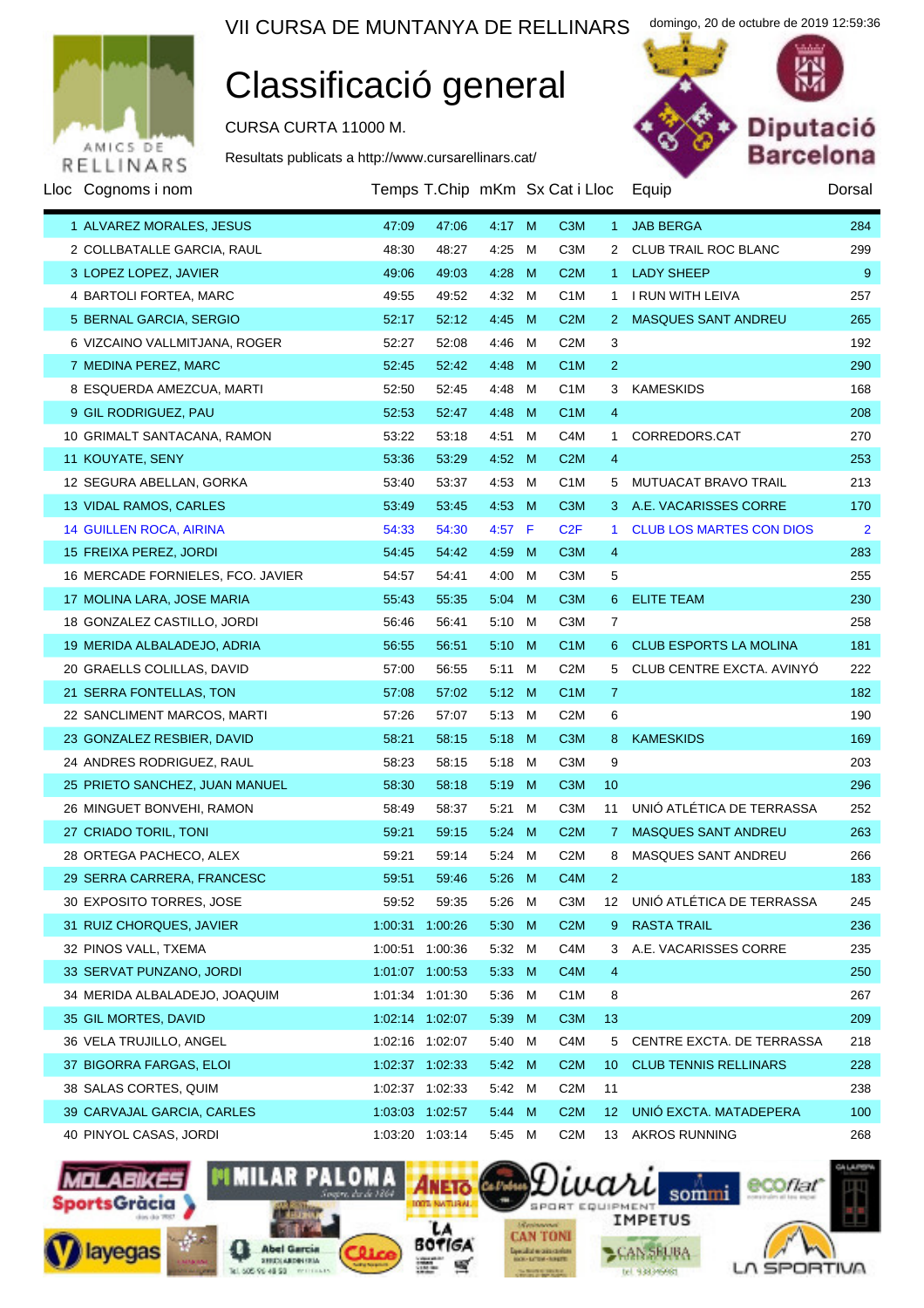VII CURSA DE MUNTANYA DE RELLINARS

domingo, 20 de octubre de 2019 12:59:36

# Classificació general

CURSA CURTA 11000 M.

Resultats publicats a http://www.cursarellinars.cat/

| Lloc | Cognoms i nom | Temps | T.Chip | mKm | Sx | Cat | i Lloc | Equip | Dorsal |
|---|---|---|---|---|---|---|---|---|---|
| 1 | ALVAREZ MORALES, JESUS | 47:09 | 47:06 | 4:17 | M | C3M | 1 | JAB BERGA | 284 |
| 2 | COLLBATALLE GARCIA, RAUL | 48:30 | 48:27 | 4:25 | M | C3M | 2 | CLUB TRAIL ROC BLANC | 299 |
| 3 | LOPEZ LOPEZ, JAVIER | 49:06 | 49:03 | 4:28 | M | C2M | 1 | LADY SHEEP | 9 |
| 4 | BARTOLI FORTEA, MARC | 49:55 | 49:52 | 4:32 | M | C1M | 1 | I RUN WITH LEIVA | 257 |
| 5 | BERNAL GARCIA, SERGIO | 52:17 | 52:12 | 4:45 | M | C2M | 2 | MASQUES SANT ANDREU | 265 |
| 6 | VIZCAINO VALLMITJANA, ROGER | 52:27 | 52:08 | 4:46 | M | C2M | 3 | | 192 |
| 7 | MEDINA PEREZ, MARC | 52:45 | 52:42 | 4:48 | M | C1M | 2 | | 290 |
| 8 | ESQUERDA AMEZCUA, MARTI | 52:50 | 52:45 | 4:48 | M | C1M | 3 | KAMESKIDS | 168 |
| 9 | GIL RODRIGUEZ, PAU | 52:53 | 52:47 | 4:48 | M | C1M | 4 | | 208 |
| 10 | GRIMALT SANTACANA, RAMON | 53:22 | 53:18 | 4:51 | M | C4M | 1 | CORREDORS.CAT | 270 |
| 11 | KOUYATE, SENY | 53:36 | 53:29 | 4:52 | M | C2M | 4 | | 253 |
| 12 | SEGURA ABELLAN, GORKA | 53:40 | 53:37 | 4:53 | M | C1M | 5 | MUTUACAT BRAVO TRAIL | 213 |
| 13 | VIDAL RAMOS, CARLES | 53:49 | 53:45 | 4:53 | M | C3M | 3 | A.E. VACARISSES CORRE | 170 |
| 14 | GUILLEN ROCA, AIRINA | 54:33 | 54:30 | 4:57 | F | C2F | 1 | CLUB LOS MARTES CON DIOS | 2 |
| 15 | FREIXA PEREZ, JORDI | 54:45 | 54:42 | 4:59 | M | C3M | 4 | | 283 |
| 16 | MERCADE FORNIELES, FCO. JAVIER | 54:57 | 54:41 | 4:00 | M | C3M | 5 | | 255 |
| 17 | MOLINA LARA, JOSE MARIA | 55:43 | 55:35 | 5:04 | M | C3M | 6 | ELITE TEAM | 230 |
| 18 | GONZALEZ CASTILLO, JORDI | 56:46 | 56:41 | 5:10 | M | C3M | 7 | | 258 |
| 19 | MERIDA ALBALADEJO, ADRIA | 56:55 | 56:51 | 5:10 | M | C1M | 6 | CLUB ESPORTS LA MOLINA | 181 |
| 20 | GRAELLS COLILLAS, DAVID | 57:00 | 56:55 | 5:11 | M | C2M | 5 | CLUB CENTRE EXCTA. AVINYÓ | 222 |
| 21 | SERRA FONTELLAS, TON | 57:08 | 57:02 | 5:12 | M | C1M | 7 | | 182 |
| 22 | SANCLIMENT MARCOS, MARTI | 57:26 | 57:07 | 5:13 | M | C2M | 6 | | 190 |
| 23 | GONZALEZ RESBIER, DAVID | 58:21 | 58:15 | 5:18 | M | C3M | 8 | KAMESKIDS | 169 |
| 24 | ANDRES RODRIGUEZ, RAUL | 58:23 | 58:15 | 5:18 | M | C3M | 9 | | 203 |
| 25 | PRIETO SANCHEZ, JUAN MANUEL | 58:30 | 58:18 | 5:19 | M | C3M | 10 | | 296 |
| 26 | MINGUET BONVEHI, RAMON | 58:49 | 58:37 | 5:21 | M | C3M | 11 | UNIÓ ATLÉTICA DE TERRASSA | 252 |
| 27 | CRIADO TORIL, TONI | 59:21 | 59:15 | 5:24 | M | C2M | 7 | MASQUES SANT ANDREU | 263 |
| 28 | ORTEGA PACHECO, ALEX | 59:21 | 59:14 | 5:24 | M | C2M | 8 | MASQUES SANT ANDREU | 266 |
| 29 | SERRA CARRERA, FRANCESC | 59:51 | 59:46 | 5:26 | M | C4M | 2 | | 183 |
| 30 | EXPOSITO TORRES, JOSE | 59:52 | 59:35 | 5:26 | M | C3M | 12 | UNIÓ ATLÉTICA DE TERRASSA | 245 |
| 31 | RUIZ CHORQUES, JAVIER | 1:00:31 | 1:00:26 | 5:30 | M | C2M | 9 | RASTA TRAIL | 236 |
| 32 | PINOS VALL, TXEMA | 1:00:51 | 1:00:36 | 5:32 | M | C4M | 3 | A.E. VACARISSES CORRE | 235 |
| 33 | SERVAT PUNZANO, JORDI | 1:01:07 | 1:00:53 | 5:33 | M | C4M | 4 | | 250 |
| 34 | MERIDA ALBALADEJO, JOAQUIM | 1:01:34 | 1:01:30 | 5:36 | M | C1M | 8 | | 267 |
| 35 | GIL MORTES, DAVID | 1:02:14 | 1:02:07 | 5:39 | M | C3M | 13 | | 209 |
| 36 | VELA TRUJILLO, ANGEL | 1:02:16 | 1:02:07 | 5:40 | M | C4M | 5 | CENTRE EXCTA. DE TERRASSA | 218 |
| 37 | BIGORRA FARGAS, ELOI | 1:02:37 | 1:02:33 | 5:42 | M | C2M | 10 | CLUB TENNIS RELLINARS | 228 |
| 38 | SALAS CORTES, QUIM | 1:02:37 | 1:02:33 | 5:42 | M | C2M | 11 | | 238 |
| 39 | CARVAJAL GARCIA, CARLES | 1:03:03 | 1:02:57 | 5:44 | M | C2M | 12 | UNIÓ EXCTA. MATADEPERA | 100 |
| 40 | PINYOL CASAS, JORDI | 1:03:20 | 1:03:14 | 5:45 | M | C2M | 13 | AKROS RUNNING | 268 |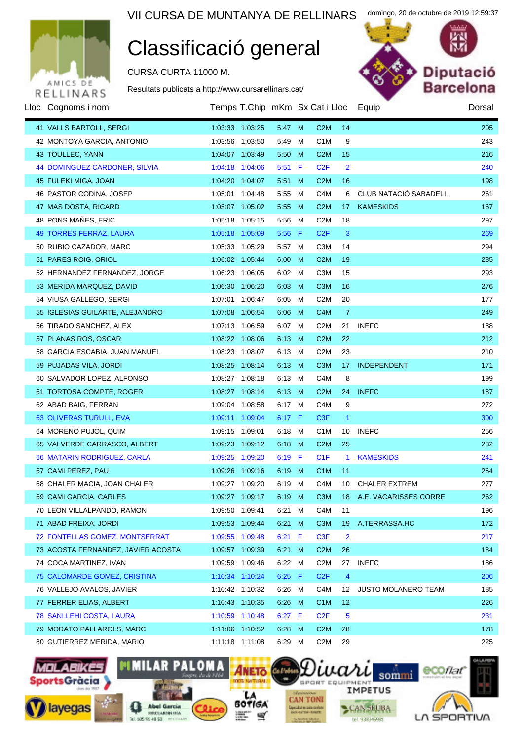VII CURSA DE MUNTANYA DE RELLINARS

domingo, 20 de octubre de 2019 12:59:37

# Classificació general

CURSA CURTA 11000 M.

Resultats publicats a http://www.cursarellinars.cat/

| Lloc | Cognoms i nom | Temps | T.Chip | mKm | Sx | Cat i Lloc | | Equip | Dorsal |
|---|---|---|---|---|---|---|---|---|---|
| 41 | VALLS BARTOLL, SERGI | 1:03:33 | 1:03:25 | 5:47 | M | C2M | 14 | | 205 |
| 42 | MONTOYA GARCIA, ANTONIO | 1:03:56 | 1:03:50 | 5:49 | M | C1M | 9 | | 243 |
| 43 | TOULLEC, YANN | 1:04:07 | 1:03:49 | 5:50 | M | C2M | 15 | | 216 |
| 44 | DOMINGUEZ CARDONER, SILVIA | 1:04:18 | 1:04:06 | 5:51 | F | C2F | 2 | | 240 |
| 45 | FULEKI MIGA, JOAN | 1:04:20 | 1:04:07 | 5:51 | M | C2M | 16 | | 198 |
| 46 | PASTOR CODINA, JOSEP | 1:05:01 | 1:04:48 | 5:55 | M | C4M | 6 | CLUB NATACIÓ SABADELL | 261 |
| 47 | MAS DOSTA, RICARD | 1:05:07 | 1:05:02 | 5:55 | M | C2M | 17 | KAMESKIDS | 167 |
| 48 | PONS MAÑES, ERIC | 1:05:18 | 1:05:15 | 5:56 | M | C2M | 18 | | 297 |
| 49 | TORRES FERRAZ, LAURA | 1:05:18 | 1:05:09 | 5:56 | F | C2F | 3 | | 269 |
| 50 | RUBIO CAZADOR, MARC | 1:05:33 | 1:05:29 | 5:57 | M | C3M | 14 | | 294 |
| 51 | PARES ROIG, ORIOL | 1:06:02 | 1:05:44 | 6:00 | M | C2M | 19 | | 285 |
| 52 | HERNANDEZ FERNANDEZ, JORGE | 1:06:23 | 1:06:05 | 6:02 | M | C3M | 15 | | 293 |
| 53 | MERIDA MARQUEZ, DAVID | 1:06:30 | 1:06:20 | 6:03 | M | C3M | 16 | | 276 |
| 54 | VIUSA GALLEGO, SERGI | 1:07:01 | 1:06:47 | 6:05 | M | C2M | 20 | | 177 |
| 55 | IGLESIAS GUILARTE, ALEJANDRO | 1:07:08 | 1:06:54 | 6:06 | M | C4M | 7 | | 249 |
| 56 | TIRADO SANCHEZ, ALEX | 1:07:13 | 1:06:59 | 6:07 | M | C2M | 21 | INEFC | 188 |
| 57 | PLANAS ROS, OSCAR | 1:08:22 | 1:08:06 | 6:13 | M | C2M | 22 | | 212 |
| 58 | GARCIA ESCABIA, JUAN MANUEL | 1:08:23 | 1:08:07 | 6:13 | M | C2M | 23 | | 210 |
| 59 | PUJADAS VILA, JORDI | 1:08:25 | 1:08:14 | 6:13 | M | C3M | 17 | INDEPENDENT | 171 |
| 60 | SALVADOR LOPEZ, ALFONSO | 1:08:27 | 1:08:18 | 6:13 | M | C4M | 8 | | 199 |
| 61 | TORTOSA COMPTE, ROGER | 1:08:27 | 1:08:14 | 6:13 | M | C2M | 24 | INEFC | 187 |
| 62 | ABAD BAIG, FERRAN | 1:09:04 | 1:08:58 | 6:17 | M | C4M | 9 | | 272 |
| 63 | OLIVERAS TURULL, EVA | 1:09:11 | 1:09:04 | 6:17 | F | C3F | 1 | | 300 |
| 64 | MORENO PUJOL, QUIM | 1:09:15 | 1:09:01 | 6:18 | M | C1M | 10 | INEFC | 256 |
| 65 | VALVERDE CARRASCO, ALBERT | 1:09:23 | 1:09:12 | 6:18 | M | C2M | 25 | | 232 |
| 66 | MATARIN RODRIGUEZ, CARLA | 1:09:25 | 1:09:20 | 6:19 | F | C1F | 1 | KAMESKIDS | 241 |
| 67 | CAMI PEREZ, PAU | 1:09:26 | 1:09:16 | 6:19 | M | C1M | 11 | | 264 |
| 68 | CHALER MACIA, JOAN CHALER | 1:09:27 | 1:09:20 | 6:19 | M | C4M | 10 | CHALER EXTREM | 277 |
| 69 | CAMI GARCIA, CARLES | 1:09:27 | 1:09:17 | 6:19 | M | C3M | 18 | A.E. VACARISSES CORRE | 262 |
| 70 | LEON VILLALPANDO, RAMON | 1:09:50 | 1:09:41 | 6:21 | M | C4M | 11 | | 196 |
| 71 | ABAD FREIXA, JORDI | 1:09:53 | 1:09:44 | 6:21 | M | C3M | 19 | A.TERRASSA.HC | 172 |
| 72 | FONTELLAS GOMEZ, MONTSERRAT | 1:09:55 | 1:09:48 | 6:21 | F | C3F | 2 | | 217 |
| 73 | ACOSTA FERNANDEZ, JAVIER ACOSTA | 1:09:57 | 1:09:39 | 6:21 | M | C2M | 26 | | 184 |
| 74 | COCA MARTINEZ, IVAN | 1:09:59 | 1:09:46 | 6:22 | M | C2M | 27 | INEFC | 186 |
| 75 | CALOMARDE GOMEZ, CRISTINA | 1:10:34 | 1:10:24 | 6:25 | F | C2F | 4 | | 206 |
| 76 | VALLEJO AVALOS, JAVIER | 1:10:42 | 1:10:32 | 6:26 | M | C4M | 12 | JUSTO MOLANERO TEAM | 185 |
| 77 | FERRER ELIAS, ALBERT | 1:10:43 | 1:10:35 | 6:26 | M | C1M | 12 | | 226 |
| 78 | SANLLEHI COSTA, LAURA | 1:10:59 | 1:10:48 | 6:27 | F | C2F | 5 | | 231 |
| 79 | MORATO PALLAROLS, MARC | 1:11:06 | 1:10:52 | 6:28 | M | C2M | 28 | | 178 |
| 80 | GUTIERREZ MERIDA, MARIO | 1:11:18 | 1:11:08 | 6:29 | M | C2M | 29 | | 225 |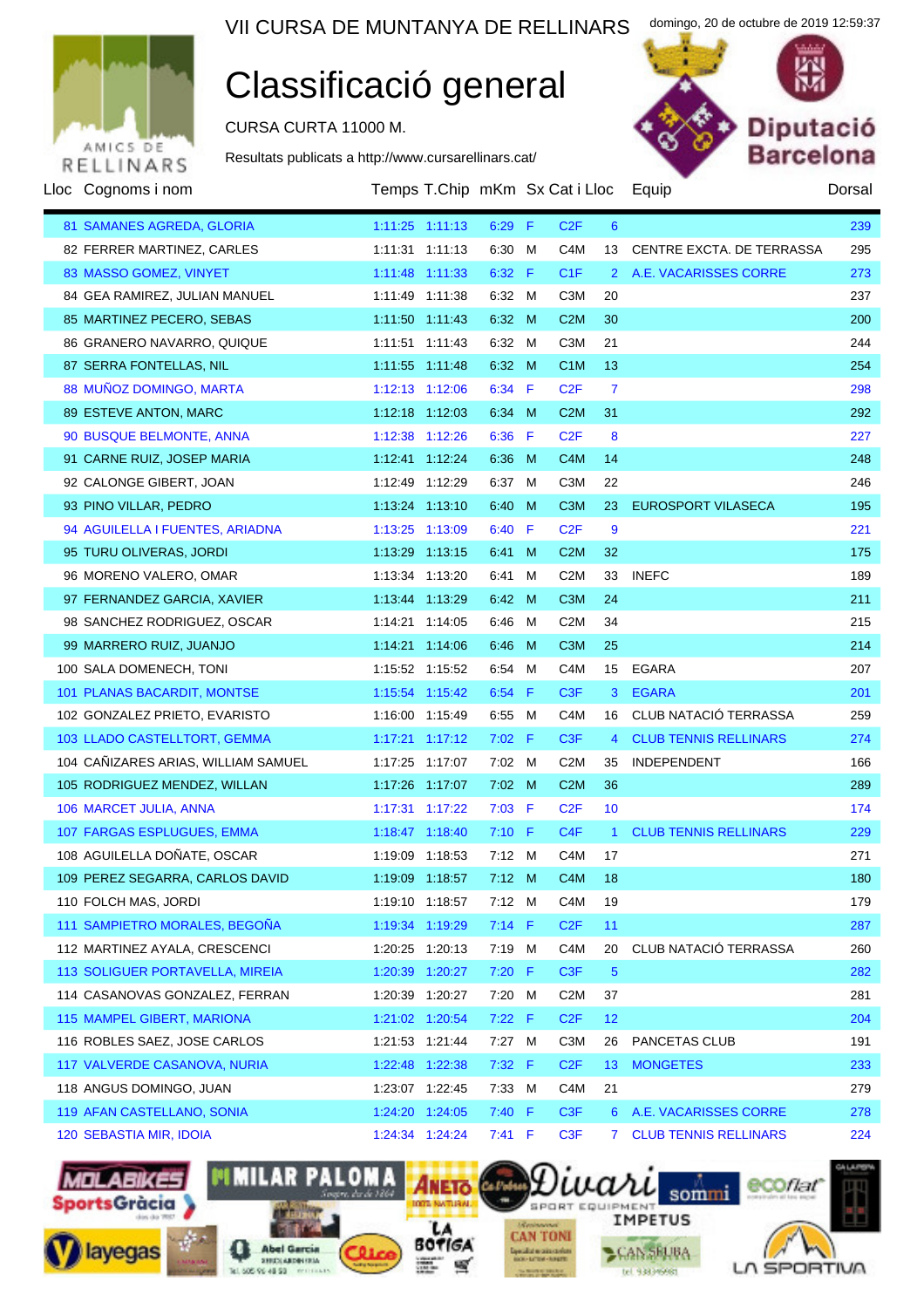# VII CURSA DE MUNTANYA DE RELLINARS

domingo, 20 de octubre de 2019 12:59:37

## Classificació general

CURSA CURTA 11000 M.

Resultats publicats a http://www.cursarellinars.cat/

| Lloc | Cognoms i nom | Temps | T.Chip | mKm | Sx | Cat | i Lloc | Equip | Dorsal |
|---|---|---|---|---|---|---|---|---|---|
| 81 | SAMANES AGREDA, GLORIA | 1:11:25 | 1:11:13 | 6:29 | F | C2F | 6 | | 239 |
| 82 | FERRER MARTINEZ, CARLES | 1:11:31 | 1:11:13 | 6:30 | M | C4M | 13 | CENTRE EXCTA. DE TERRASSA | 295 |
| 83 | MASSO GOMEZ, VINYET | 1:11:48 | 1:11:33 | 6:32 | F | C1F | 2 | A.E. VACARISSES CORRE | 273 |
| 84 | GEA RAMIREZ, JULIAN MANUEL | 1:11:49 | 1:11:38 | 6:32 | M | C3M | 20 | | 237 |
| 85 | MARTINEZ PECERO, SEBAS | 1:11:50 | 1:11:43 | 6:32 | M | C2M | 30 | | 200 |
| 86 | GRANERO NAVARRO, QUIQUE | 1:11:51 | 1:11:43 | 6:32 | M | C3M | 21 | | 244 |
| 87 | SERRA FONTELLAS, NIL | 1:11:55 | 1:11:48 | 6:32 | M | C1M | 13 | | 254 |
| 88 | MUÑOZ DOMINGO, MARTA | 1:12:13 | 1:12:06 | 6:34 | F | C2F | 7 | | 298 |
| 89 | ESTEVE ANTON, MARC | 1:12:18 | 1:12:03 | 6:34 | M | C2M | 31 | | 292 |
| 90 | BUSQUE BELMONTE, ANNA | 1:12:38 | 1:12:26 | 6:36 | F | C2F | 8 | | 227 |
| 91 | CARNE RUIZ, JOSEP MARIA | 1:12:41 | 1:12:24 | 6:36 | M | C4M | 14 | | 248 |
| 92 | CALONGE GIBERT, JOAN | 1:12:49 | 1:12:29 | 6:37 | M | C3M | 22 | | 246 |
| 93 | PINO VILLAR, PEDRO | 1:13:24 | 1:13:10 | 6:40 | M | C3M | 23 | EUROSPORT VILASECA | 195 |
| 94 | AGUILELLA I FUENTES, ARIADNA | 1:13:25 | 1:13:09 | 6:40 | F | C2F | 9 | | 221 |
| 95 | TURU OLIVERAS, JORDI | 1:13:29 | 1:13:15 | 6:41 | M | C2M | 32 | | 175 |
| 96 | MORENO VALERO, OMAR | 1:13:34 | 1:13:20 | 6:41 | M | C2M | 33 | INEFC | 189 |
| 97 | FERNANDEZ GARCIA, XAVIER | 1:13:44 | 1:13:29 | 6:42 | M | C3M | 24 | | 211 |
| 98 | SANCHEZ RODRIGUEZ, OSCAR | 1:14:21 | 1:14:05 | 6:46 | M | C2M | 34 | | 215 |
| 99 | MARRERO RUIZ, JUANJO | 1:14:21 | 1:14:06 | 6:46 | M | C3M | 25 | | 214 |
| 100 | SALA DOMENECH, TONI | 1:15:52 | 1:15:52 | 6:54 | M | C4M | 15 | EGARA | 207 |
| 101 | PLANAS BACARDIT, MONTSE | 1:15:54 | 1:15:42 | 6:54 | F | C3F | 3 | EGARA | 201 |
| 102 | GONZALEZ PRIETO, EVARISTO | 1:16:00 | 1:15:49 | 6:55 | M | C4M | 16 | CLUB NATACIÓ TERRASSA | 259 |
| 103 | LLADO CASTELLTORT, GEMMA | 1:17:21 | 1:17:12 | 7:02 | F | C3F | 4 | CLUB TENNIS RELLINARS | 274 |
| 104 | CAÑIZARES ARIAS, WILLIAM SAMUEL | 1:17:25 | 1:17:07 | 7:02 | M | C2M | 35 | INDEPENDENT | 166 |
| 105 | RODRIGUEZ MENDEZ, WILLAN | 1:17:26 | 1:17:07 | 7:02 | M | C2M | 36 | | 289 |
| 106 | MARCET JULIA, ANNA | 1:17:31 | 1:17:22 | 7:03 | F | C2F | 10 | | 174 |
| 107 | FARGAS ESPLUGUES, EMMA | 1:18:47 | 1:18:40 | 7:10 | F | C4F | 1 | CLUB TENNIS RELLINARS | 229 |
| 108 | AGUILELLA DOÑATE, OSCAR | 1:19:09 | 1:18:53 | 7:12 | M | C4M | 17 | | 271 |
| 109 | PEREZ SEGARRA, CARLOS DAVID | 1:19:09 | 1:18:57 | 7:12 | M | C4M | 18 | | 180 |
| 110 | FOLCH MAS, JORDI | 1:19:10 | 1:18:57 | 7:12 | M | C4M | 19 | | 179 |
| 111 | SAMPIETRO MORALES, BEGOÑA | 1:19:34 | 1:19:29 | 7:14 | F | C2F | 11 | | 287 |
| 112 | MARTINEZ AYALA, CRESCENCI | 1:20:25 | 1:20:13 | 7:19 | M | C4M | 20 | CLUB NATACIÓ TERRASSA | 260 |
| 113 | SOLIGUER PORTAVELLA, MIREIA | 1:20:39 | 1:20:27 | 7:20 | F | C3F | 5 | | 282 |
| 114 | CASANOVAS GONZALEZ, FERRAN | 1:20:39 | 1:20:27 | 7:20 | M | C2M | 37 | | 281 |
| 115 | MAMPEL GIBERT, MARIONA | 1:21:02 | 1:20:54 | 7:22 | F | C2F | 12 | | 204 |
| 116 | ROBLES SAEZ, JOSE CARLOS | 1:21:53 | 1:21:44 | 7:27 | M | C3M | 26 | PANCETAS CLUB | 191 |
| 117 | VALVERDE CASANOVA, NURIA | 1:22:48 | 1:22:38 | 7:32 | F | C2F | 13 | MONGETES | 233 |
| 118 | ANGUS DOMINGO, JUAN | 1:23:07 | 1:22:45 | 7:33 | M | C4M | 21 | | 279 |
| 119 | AFAN CASTELLANO, SONIA | 1:24:20 | 1:24:05 | 7:40 | F | C3F | 6 | A.E. VACARISSES CORRE | 278 |
| 120 | SEBASTIA MIR, IDOIA | 1:24:34 | 1:24:24 | 7:41 | F | C3F | 7 | CLUB TENNIS RELLINARS | 224 |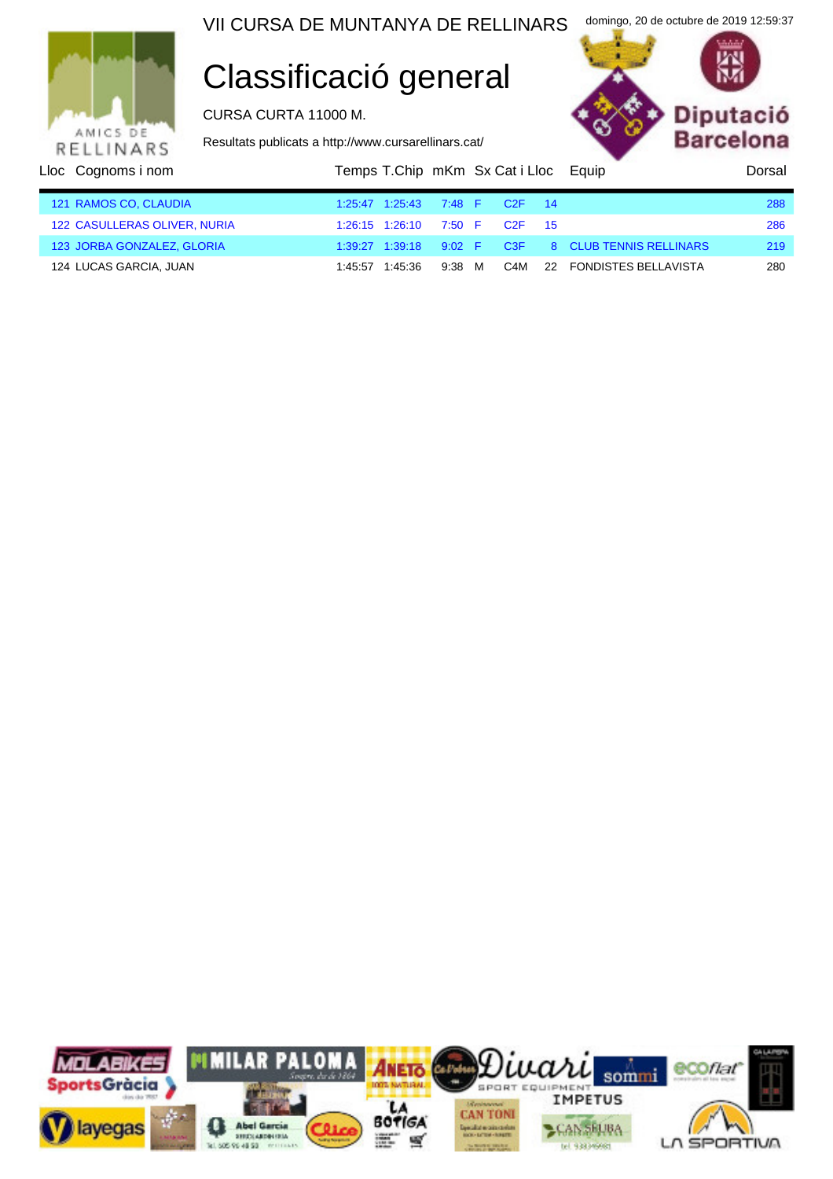VII CURSA DE MUNTANYA DE RELLINARS

domingo, 20 de octubre de 2019 12:59:37

# Classificació general

CURSA CURTA 11000 M.

Resultats publicats a http://www.cursarellinars.cat/

| Lloc | Cognoms i nom | Temps | T.Chip | mKm | Sx | Cat i Lloc | | Equip | Dorsal |
|---|---|---|---|---|---|---|---|---|---|
| 121 | RAMOS CO, CLAUDIA | 1:25:47 | 1:25:43 | 7:48 | F | C2F | 14 | | 288 |
| 122 | CASULLERAS OLIVER, NURIA | 1:26:15 | 1:26:10 | 7:50 | F | C2F | 15 | | 286 |
| 123 | JORBA GONZALEZ, GLORIA | 1:39:27 | 1:39:18 | 9:02 | F | C3F | 8 | CLUB TENNIS RELLINARS | 219 |
| 124 | LUCAS GARCIA, JUAN | 1:45:57 | 1:45:36 | 9:38 | M | C4M | 22 | FONDISTES BELLAVISTA | 280 |